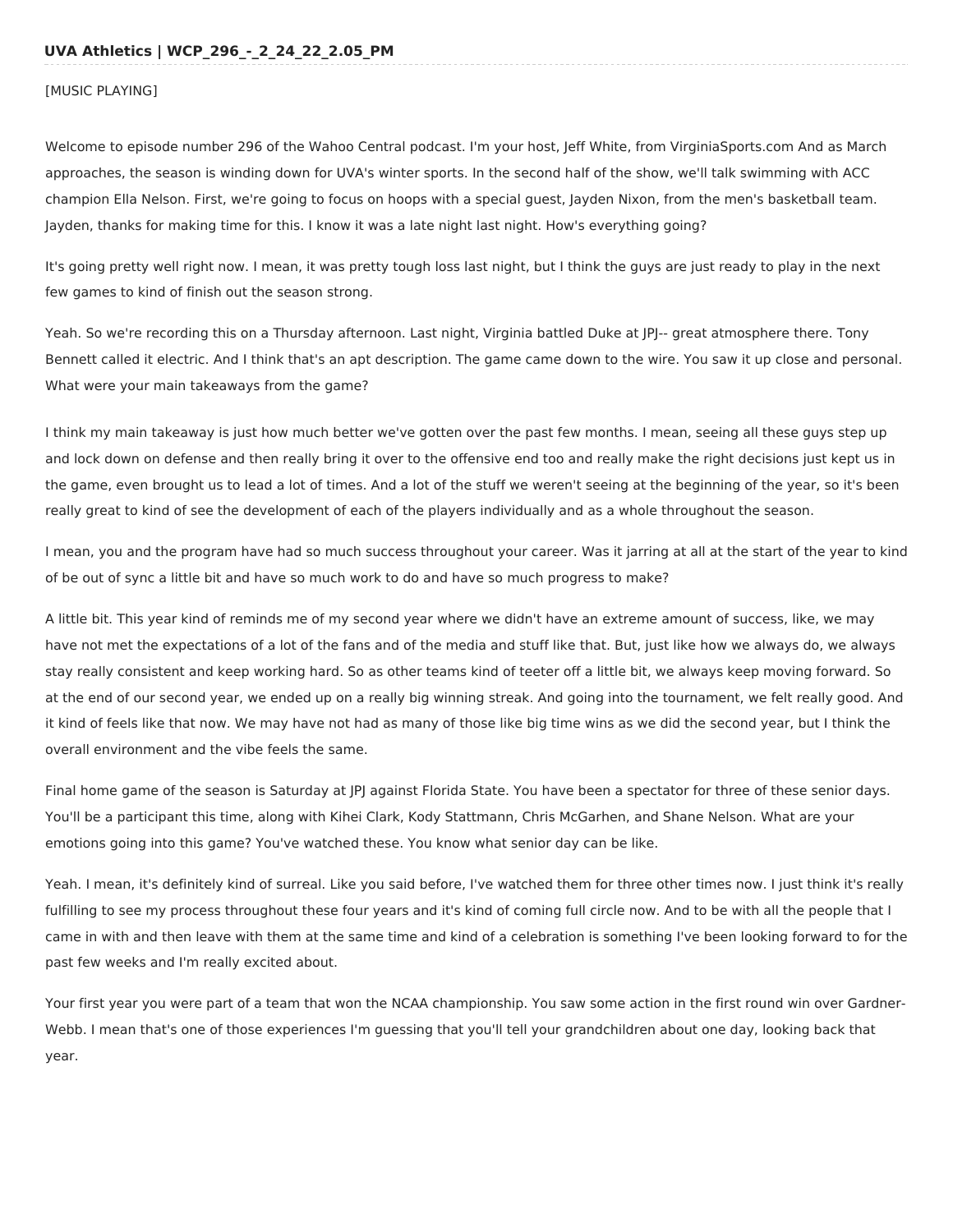**UVA Athletics | WCP_296_-_2_24_22_2.05_PM**

[MUSIC PLAYING]

Welcome to episode number 296 of the Wahoo Central podcast. I'm your host, Jeff White, from VirginiaSports.com And as March approaches, the season is winding down for UVA's winter sports. In the second half of the show, we'll talk swimming with ACC champion Ella Nelson. First, we're going to focus on hoops with a special guest, Jayden Nixon, from the men's basketball team. Jayden, thanks for making time for this. I know it was a late night last night. How's everything going?

It's going pretty well right now. I mean, it was pretty tough loss last night, but I think the guys are just ready to play in the next few games to kind of finish out the season strong.

Yeah. So we're recording this on a Thursday afternoon. Last night, Virginia battled Duke at JPJ-- great atmosphere there. Tony Bennett called it electric. And I think that's an apt description. The game came down to the wire. You saw it up close and personal. What were your main takeaways from the game?

I think my main takeaway is just how much better we've gotten over the past few months. I mean, seeing all these guys step up and lock down on defense and then really bring it over to the offensive end too and really make the right decisions just kept us in the game, even brought us to lead a lot of times. And a lot of the stuff we weren't seeing at the beginning of the year, so it's been really great to kind of see the development of each of the players individually and as a whole throughout the season.

I mean, you and the program have had so much success throughout your career. Was it jarring at all at the start of the year to kind of be out of sync a little bit and have so much work to do and have so much progress to make?

A little bit. This year kind of reminds me of my second year where we didn't have an extreme amount of success, like, we may have not met the expectations of a lot of the fans and of the media and stuff like that. But, just like how we always do, we always stay really consistent and keep working hard. So as other teams kind of teeter off a little bit, we always keep moving forward. So at the end of our second year, we ended up on a really big winning streak. And going into the tournament, we felt really good. And it kind of feels like that now. We may have not had as many of those like big time wins as we did the second year, but I think the overall environment and the vibe feels the same.

Final home game of the season is Saturday at JPJ against Florida State. You have been a spectator for three of these senior days. You'll be a participant this time, along with Kihei Clark, Kody Stattmann, Chris McGarhen, and Shane Nelson. What are your emotions going into this game? You've watched these. You know what senior day can be like.

Yeah. I mean, it's definitely kind of surreal. Like you said before, I've watched them for three other times now. I just think it's really fulfilling to see my process throughout these four years and it's kind of coming full circle now. And to be with all the people that I came in with and then leave with them at the same time and kind of a celebration is something I've been looking forward to for the past few weeks and I'm really excited about.

Your first year you were part of a team that won the NCAA championship. You saw some action in the first round win over Gardner-Webb. I mean that's one of those experiences I'm guessing that you'll tell your grandchildren about one day, looking back that year.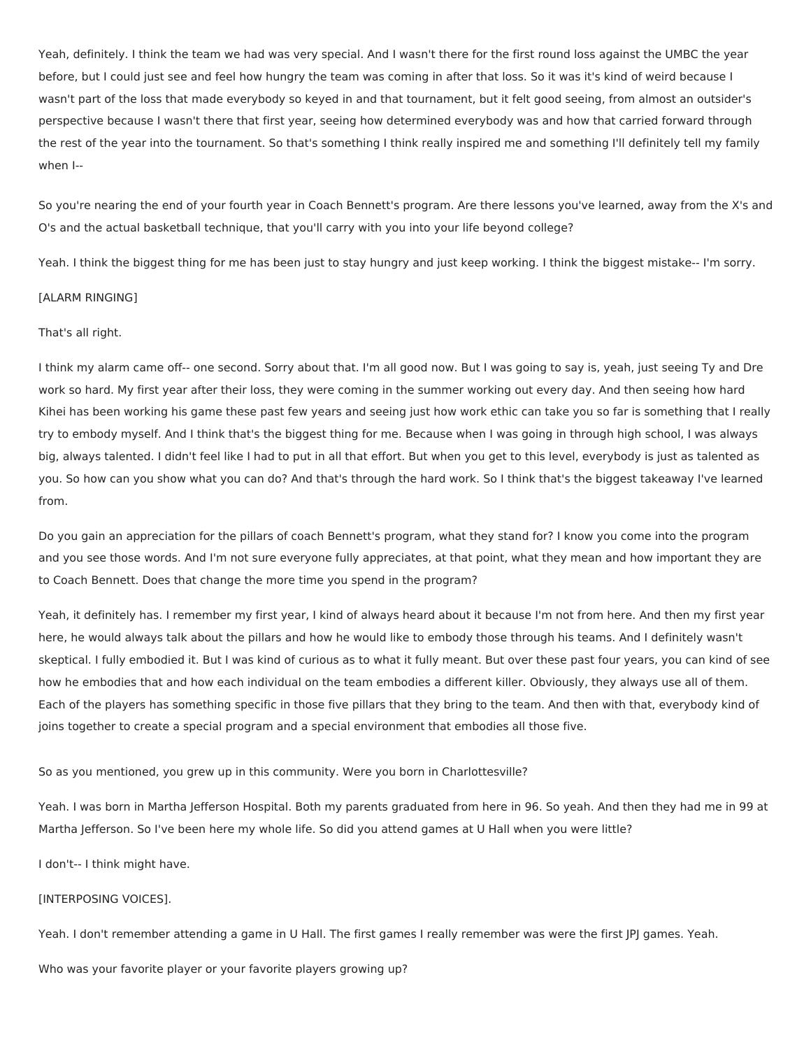Yeah, definitely. I think the team we had was very special. And I wasn't there for the first round loss against the UMBC the year before, but I could just see and feel how hungry the team was coming in after that loss. So it was it's kind of weird because I wasn't part of the loss that made everybody so keyed in and that tournament, but it felt good seeing, from almost an outsider's perspective because I wasn't there that first year, seeing how determined everybody was and how that carried forward through the rest of the year into the tournament. So that's something I think really inspired me and something I'll definitely tell my family when I--

So you're nearing the end of your fourth year in Coach Bennett's program. Are there lessons you've learned, away from the X's and O's and the actual basketball technique, that you'll carry with you into your life beyond college?

Yeah. I think the biggest thing for me has been just to stay hungry and just keep working. I think the biggest mistake-- I'm sorry.

[ALARM RINGING]

That's all right.

I think my alarm came off-- one second. Sorry about that. I'm all good now. But I was going to say is, yeah, just seeing Ty and Dre work so hard. My first year after their loss, they were coming in the summer working out every day. And then seeing how hard Kihei has been working his game these past few years and seeing just how work ethic can take you so far is something that I really try to embody myself. And I think that's the biggest thing for me. Because when I was going in through high school, I was always big, always talented. I didn't feel like I had to put in all that effort. But when you get to this level, everybody is just as talented as you. So how can you show what you can do? And that's through the hard work. So I think that's the biggest takeaway I've learned from.

Do you gain an appreciation for the pillars of coach Bennett's program, what they stand for? I know you come into the program and you see those words. And I'm not sure everyone fully appreciates, at that point, what they mean and how important they are to Coach Bennett. Does that change the more time you spend in the program?

Yeah, it definitely has. I remember my first year, I kind of always heard about it because I'm not from here. And then my first year here, he would always talk about the pillars and how he would like to embody those through his teams. And I definitely wasn't skeptical. I fully embodied it. But I was kind of curious as to what it fully meant. But over these past four years, you can kind of see how he embodies that and how each individual on the team embodies a different killer. Obviously, they always use all of them. Each of the players has something specific in those five pillars that they bring to the team. And then with that, everybody kind of joins together to create a special program and a special environment that embodies all those five.

So as you mentioned, you grew up in this community. Were you born in Charlottesville?

Yeah. I was born in Martha Jefferson Hospital. Both my parents graduated from here in 96. So yeah. And then they had me in 99 at Martha Jefferson. So I've been here my whole life. So did you attend games at U Hall when you were little?

I don't-- I think might have.

[INTERPOSING VOICES].

Yeah. I don't remember attending a game in U Hall. The first games I really remember was were the first JPJ games. Yeah.

Who was your favorite player or your favorite players growing up?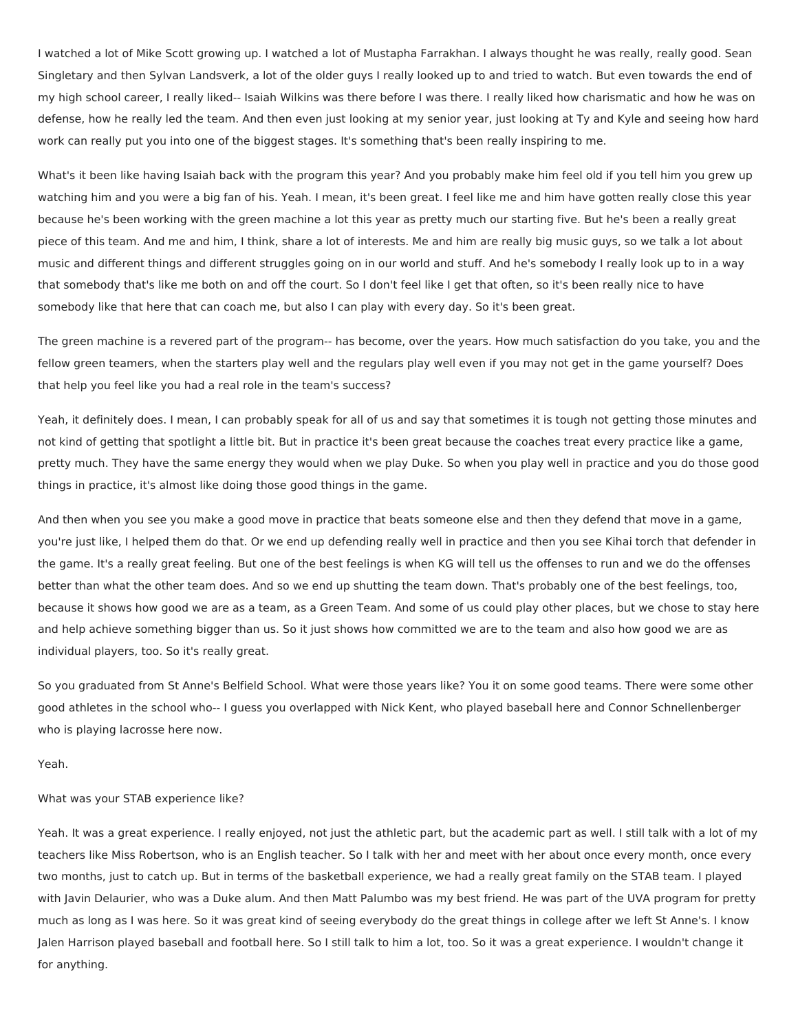I watched a lot of Mike Scott growing up. I watched a lot of Mustapha Farrakhan. I always thought he was really, really good. Sean Singletary and then Sylvan Landsverk, a lot of the older guys I really looked up to and tried to watch. But even towards the end of my high school career, I really liked-- Isaiah Wilkins was there before I was there. I really liked how charismatic and how he was on defense, how he really led the team. And then even just looking at my senior year, just looking at Ty and Kyle and seeing how hard work can really put you into one of the biggest stages. It's something that's been really inspiring to me.

What's it been like having Isaiah back with the program this year? And you probably make him feel old if you tell him you grew up watching him and you were a big fan of his. Yeah. I mean, it's been great. I feel like me and him have gotten really close this year because he's been working with the green machine a lot this year as pretty much our starting five. But he's been a really great piece of this team. And me and him, I think, share a lot of interests. Me and him are really big music guys, so we talk a lot about music and different things and different struggles going on in our world and stuff. And he's somebody I really look up to in a way that somebody that's like me both on and off the court. So I don't feel like I get that often, so it's been really nice to have somebody like that here that can coach me, but also I can play with every day. So it's been great.

The green machine is a revered part of the program-- has become, over the years. How much satisfaction do you take, you and the fellow green teamers, when the starters play well and the regulars play well even if you may not get in the game yourself? Does that help you feel like you had a real role in the team's success?

Yeah, it definitely does. I mean, I can probably speak for all of us and say that sometimes it is tough not getting those minutes and not kind of getting that spotlight a little bit. But in practice it's been great because the coaches treat every practice like a game, pretty much. They have the same energy they would when we play Duke. So when you play well in practice and you do those good things in practice, it's almost like doing those good things in the game.

And then when you see you make a good move in practice that beats someone else and then they defend that move in a game, you're just like, I helped them do that. Or we end up defending really well in practice and then you see Kihai torch that defender in the game. It's a really great feeling. But one of the best feelings is when KG will tell us the offenses to run and we do the offenses better than what the other team does. And so we end up shutting the team down. That's probably one of the best feelings, too, because it shows how good we are as a team, as a Green Team. And some of us could play other places, but we chose to stay here and help achieve something bigger than us. So it just shows how committed we are to the team and also how good we are as individual players, too. So it's really great.

So you graduated from St Anne's Belfield School. What were those years like? You it on some good teams. There were some other good athletes in the school who-- I guess you overlapped with Nick Kent, who played baseball here and Connor Schnellenberger who is playing lacrosse here now.

Yeah.

What was your STAB experience like?

Yeah. It was a great experience. I really enjoyed, not just the athletic part, but the academic part as well. I still talk with a lot of my teachers like Miss Robertson, who is an English teacher. So I talk with her and meet with her about once every month, once every two months, just to catch up. But in terms of the basketball experience, we had a really great family on the STAB team. I played with Javin Delaurier, who was a Duke alum. And then Matt Palumbo was my best friend. He was part of the UVA program for pretty much as long as I was here. So it was great kind of seeing everybody do the great things in college after we left St Anne's. I know Jalen Harrison played baseball and football here. So I still talk to him a lot, too. So it was a great experience. I wouldn't change it for anything.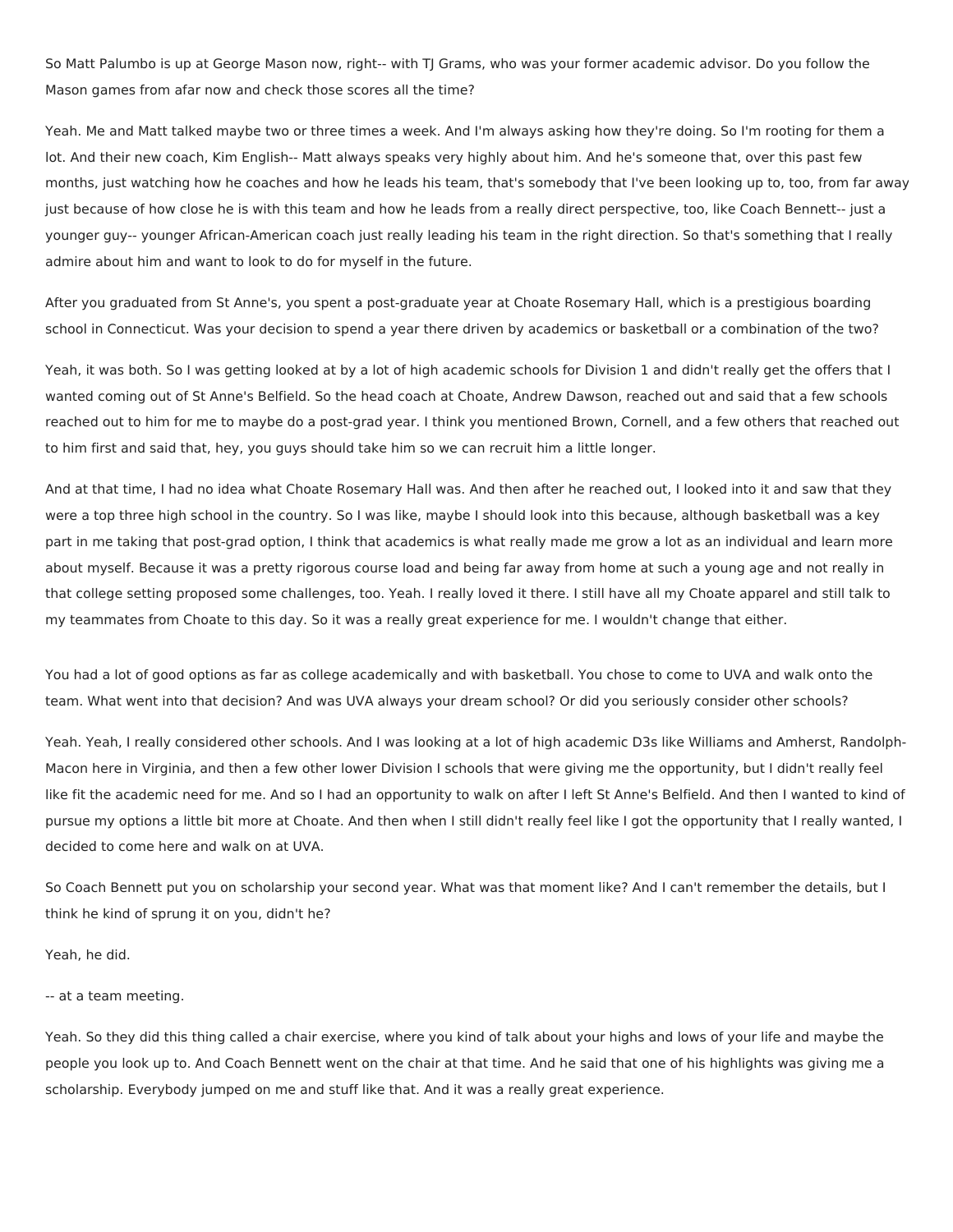So Matt Palumbo is up at George Mason now, right-- with TJ Grams, who was your former academic advisor. Do you follow the Mason games from afar now and check those scores all the time?

Yeah. Me and Matt talked maybe two or three times a week. And I'm always asking how they're doing. So I'm rooting for them a lot. And their new coach, Kim English-- Matt always speaks very highly about him. And he's someone that, over this past few months, just watching how he coaches and how he leads his team, that's somebody that I've been looking up to, too, from far away just because of how close he is with this team and how he leads from a really direct perspective, too, like Coach Bennett-- just a younger guy-- younger African-American coach just really leading his team in the right direction. So that's something that I really admire about him and want to look to do for myself in the future.

After you graduated from St Anne's, you spent a post-graduate year at Choate Rosemary Hall, which is a prestigious boarding school in Connecticut. Was your decision to spend a year there driven by academics or basketball or a combination of the two?

Yeah, it was both. So I was getting looked at by a lot of high academic schools for Division 1 and didn't really get the offers that I wanted coming out of St Anne's Belfield. So the head coach at Choate, Andrew Dawson, reached out and said that a few schools reached out to him for me to maybe do a post-grad year. I think you mentioned Brown, Cornell, and a few others that reached out to him first and said that, hey, you guys should take him so we can recruit him a little longer.

And at that time, I had no idea what Choate Rosemary Hall was. And then after he reached out, I looked into it and saw that they were a top three high school in the country. So I was like, maybe I should look into this because, although basketball was a key part in me taking that post-grad option, I think that academics is what really made me grow a lot as an individual and learn more about myself. Because it was a pretty rigorous course load and being far away from home at such a young age and not really in that college setting proposed some challenges, too. Yeah. I really loved it there. I still have all my Choate apparel and still talk to my teammates from Choate to this day. So it was a really great experience for me. I wouldn't change that either.

You had a lot of good options as far as college academically and with basketball. You chose to come to UVA and walk onto the team. What went into that decision? And was UVA always your dream school? Or did you seriously consider other schools?

Yeah. Yeah, I really considered other schools. And I was looking at a lot of high academic D3s like Williams and Amherst, Randolph-Macon here in Virginia, and then a few other lower Division I schools that were giving me the opportunity, but I didn't really feel like fit the academic need for me. And so I had an opportunity to walk on after I left St Anne's Belfield. And then I wanted to kind of pursue my options a little bit more at Choate. And then when I still didn't really feel like I got the opportunity that I really wanted, I decided to come here and walk on at UVA.

So Coach Bennett put you on scholarship your second year. What was that moment like? And I can't remember the details, but I think he kind of sprung it on you, didn't he?

Yeah, he did.

-- at a team meeting.

Yeah. So they did this thing called a chair exercise, where you kind of talk about your highs and lows of your life and maybe the people you look up to. And Coach Bennett went on the chair at that time. And he said that one of his highlights was giving me a scholarship. Everybody jumped on me and stuff like that. And it was a really great experience.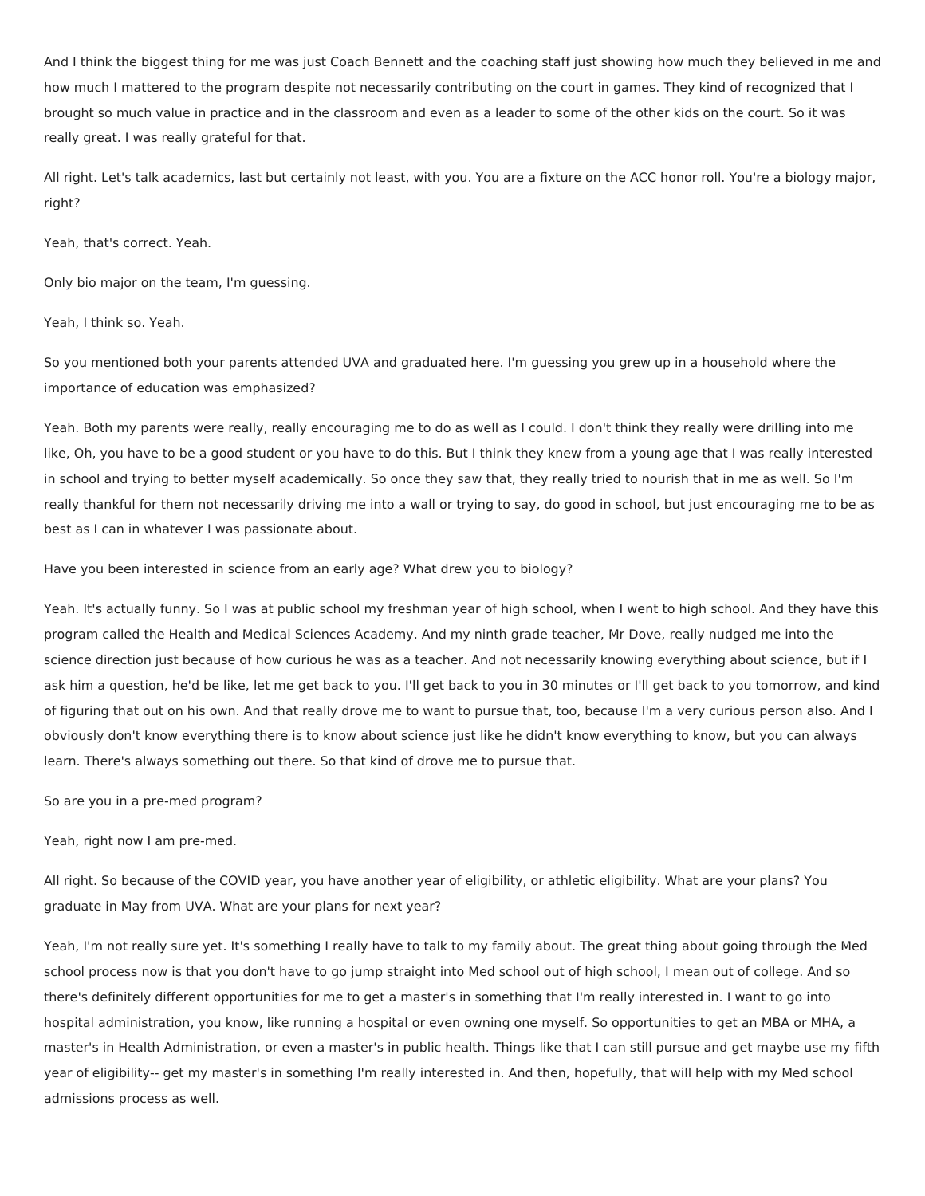And I think the biggest thing for me was just Coach Bennett and the coaching staff just showing how much they believed in me and how much I mattered to the program despite not necessarily contributing on the court in games. They kind of recognized that I brought so much value in practice and in the classroom and even as a leader to some of the other kids on the court. So it was really great. I was really grateful for that.

All right. Let's talk academics, last but certainly not least, with you. You are a fixture on the ACC honor roll. You're a biology major, right?

Yeah, that's correct. Yeah.

Only bio major on the team, I'm guessing.

Yeah, I think so. Yeah.

So you mentioned both your parents attended UVA and graduated here. I'm guessing you grew up in a household where the importance of education was emphasized?

Yeah. Both my parents were really, really encouraging me to do as well as I could. I don't think they really were drilling into me like, Oh, you have to be a good student or you have to do this. But I think they knew from a young age that I was really interested in school and trying to better myself academically. So once they saw that, they really tried to nourish that in me as well. So I'm really thankful for them not necessarily driving me into a wall or trying to say, do good in school, but just encouraging me to be as best as I can in whatever I was passionate about.

Have you been interested in science from an early age? What drew you to biology?

Yeah. It's actually funny. So I was at public school my freshman year of high school, when I went to high school. And they have this program called the Health and Medical Sciences Academy. And my ninth grade teacher, Mr Dove, really nudged me into the science direction just because of how curious he was as a teacher. And not necessarily knowing everything about science, but if I ask him a question, he'd be like, let me get back to you. I'll get back to you in 30 minutes or I'll get back to you tomorrow, and kind of figuring that out on his own. And that really drove me to want to pursue that, too, because I'm a very curious person also. And I obviously don't know everything there is to know about science just like he didn't know everything to know, but you can always learn. There's always something out there. So that kind of drove me to pursue that.

So are you in a pre-med program?

Yeah, right now I am pre-med.

All right. So because of the COVID year, you have another year of eligibility, or athletic eligibility. What are your plans? You graduate in May from UVA. What are your plans for next year?

Yeah, I'm not really sure yet. It's something I really have to talk to my family about. The great thing about going through the Med school process now is that you don't have to go jump straight into Med school out of high school, I mean out of college. And so there's definitely different opportunities for me to get a master's in something that I'm really interested in. I want to go into hospital administration, you know, like running a hospital or even owning one myself. So opportunities to get an MBA or MHA, a master's in Health Administration, or even a master's in public health. Things like that I can still pursue and get maybe use my fifth year of eligibility-- get my master's in something I'm really interested in. And then, hopefully, that will help with my Med school admissions process as well.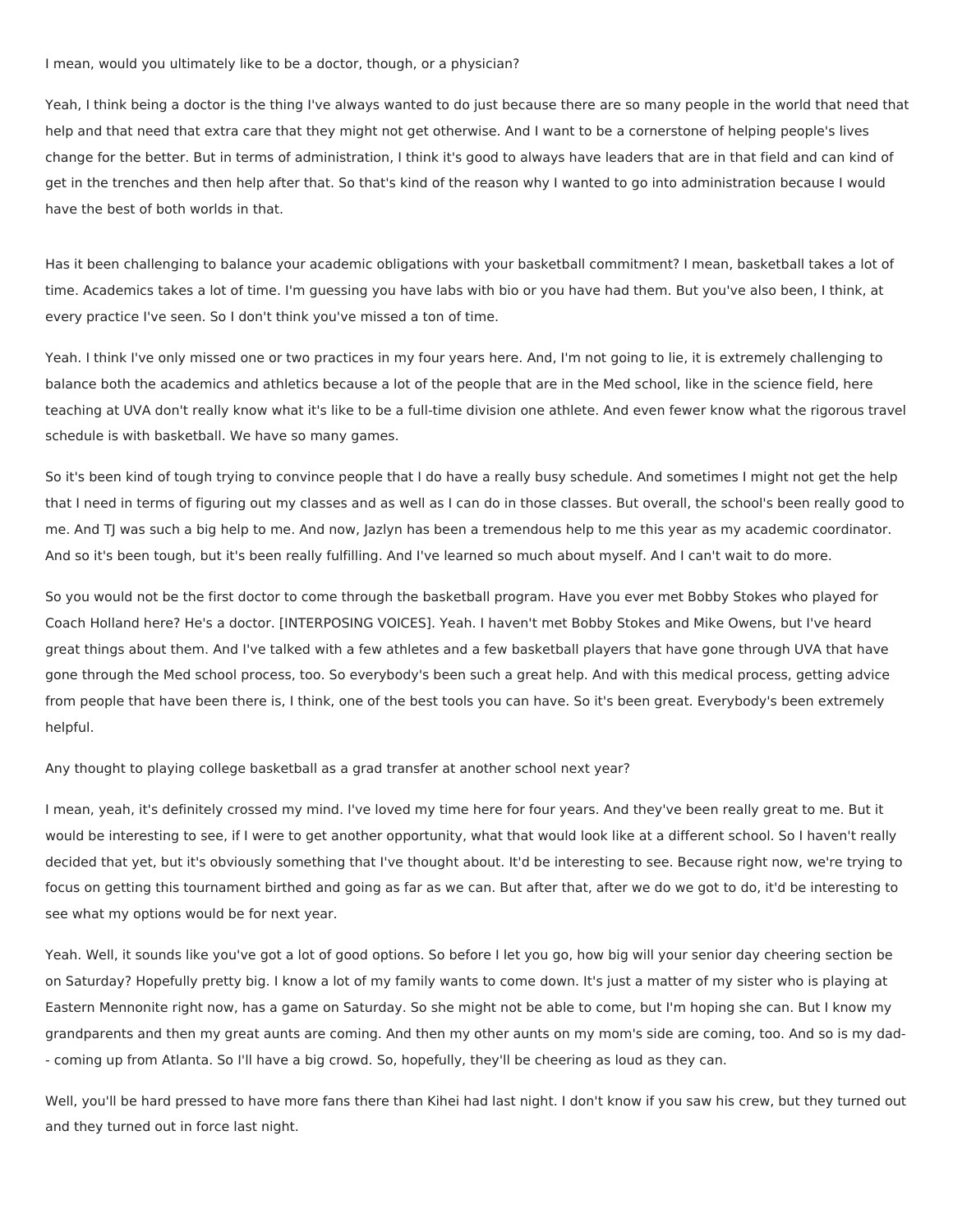I mean, would you ultimately like to be a doctor, though, or a physician?

Yeah, I think being a doctor is the thing I've always wanted to do just because there are so many people in the world that need that help and that need that extra care that they might not get otherwise. And I want to be a cornerstone of helping people's lives change for the better. But in terms of administration, I think it's good to always have leaders that are in that field and can kind of get in the trenches and then help after that. So that's kind of the reason why I wanted to go into administration because I would have the best of both worlds in that.

Has it been challenging to balance your academic obligations with your basketball commitment? I mean, basketball takes a lot of time. Academics takes a lot of time. I'm guessing you have labs with bio or you have had them. But you've also been, I think, at every practice I've seen. So I don't think you've missed a ton of time.

Yeah. I think I've only missed one or two practices in my four years here. And, I'm not going to lie, it is extremely challenging to balance both the academics and athletics because a lot of the people that are in the Med school, like in the science field, here teaching at UVA don't really know what it's like to be a full-time division one athlete. And even fewer know what the rigorous travel schedule is with basketball. We have so many games.

So it's been kind of tough trying to convince people that I do have a really busy schedule. And sometimes I might not get the help that I need in terms of figuring out my classes and as well as I can do in those classes. But overall, the school's been really good to me. And TJ was such a big help to me. And now, Jazlyn has been a tremendous help to me this year as my academic coordinator. And so it's been tough, but it's been really fulfilling. And I've learned so much about myself. And I can't wait to do more.

So you would not be the first doctor to come through the basketball program. Have you ever met Bobby Stokes who played for Coach Holland here? He's a doctor. [INTERPOSING VOICES]. Yeah. I haven't met Bobby Stokes and Mike Owens, but I've heard great things about them. And I've talked with a few athletes and a few basketball players that have gone through UVA that have gone through the Med school process, too. So everybody's been such a great help. And with this medical process, getting advice from people that have been there is, I think, one of the best tools you can have. So it's been great. Everybody's been extremely helpful.

Any thought to playing college basketball as a grad transfer at another school next year?

I mean, yeah, it's definitely crossed my mind. I've loved my time here for four years. And they've been really great to me. But it would be interesting to see, if I were to get another opportunity, what that would look like at a different school. So I haven't really decided that yet, but it's obviously something that I've thought about. It'd be interesting to see. Because right now, we're trying to focus on getting this tournament birthed and going as far as we can. But after that, after we do we got to do, it'd be interesting to see what my options would be for next year.

Yeah. Well, it sounds like you've got a lot of good options. So before I let you go, how big will your senior day cheering section be on Saturday? Hopefully pretty big. I know a lot of my family wants to come down. It's just a matter of my sister who is playing at Eastern Mennonite right now, has a game on Saturday. So she might not be able to come, but I'm hoping she can. But I know my grandparents and then my great aunts are coming. And then my other aunts on my mom's side are coming, too. And so is my dad-- coming up from Atlanta. So I'll have a big crowd. So, hopefully, they'll be cheering as loud as they can.

Well, you'll be hard pressed to have more fans there than Kihei had last night. I don't know if you saw his crew, but they turned out and they turned out in force last night.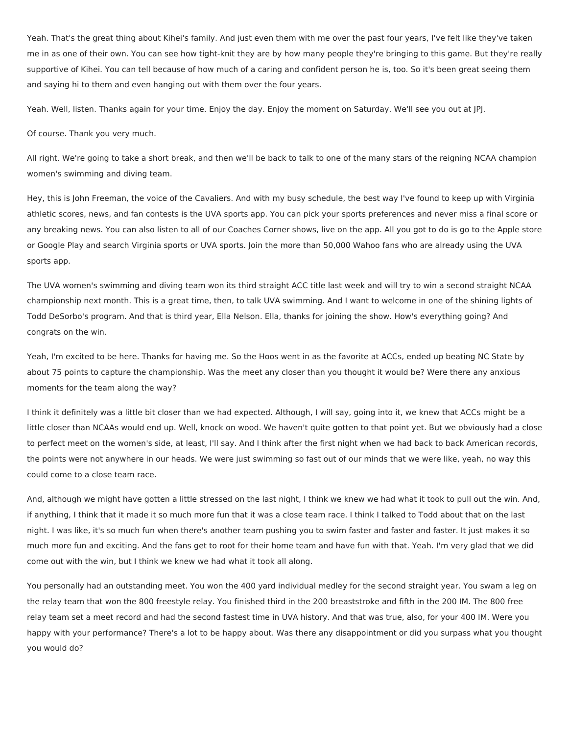Yeah. That's the great thing about Kihei's family. And just even them with me over the past four years, I've felt like they've taken me in as one of their own. You can see how tight-knit they are by how many people they're bringing to this game. But they're really supportive of Kihei. You can tell because of how much of a caring and confident person he is, too. So it's been great seeing them and saying hi to them and even hanging out with them over the four years.

Yeah. Well, listen. Thanks again for your time. Enjoy the day. Enjoy the moment on Saturday. We'll see you out at JPJ.

Of course. Thank you very much.

All right. We're going to take a short break, and then we'll be back to talk to one of the many stars of the reigning NCAA champion women's swimming and diving team.

Hey, this is John Freeman, the voice of the Cavaliers. And with my busy schedule, the best way I've found to keep up with Virginia athletic scores, news, and fan contests is the UVA sports app. You can pick your sports preferences and never miss a final score or any breaking news. You can also listen to all of our Coaches Corner shows, live on the app. All you got to do is go to the Apple store or Google Play and search Virginia sports or UVA sports. Join the more than 50,000 Wahoo fans who are already using the UVA sports app.

The UVA women's swimming and diving team won its third straight ACC title last week and will try to win a second straight NCAA championship next month. This is a great time, then, to talk UVA swimming. And I want to welcome in one of the shining lights of Todd DeSorbo's program. And that is third year, Ella Nelson. Ella, thanks for joining the show. How's everything going? And congrats on the win.

Yeah, I'm excited to be here. Thanks for having me. So the Hoos went in as the favorite at ACCs, ended up beating NC State by about 75 points to capture the championship. Was the meet any closer than you thought it would be? Were there any anxious moments for the team along the way?

I think it definitely was a little bit closer than we had expected. Although, I will say, going into it, we knew that ACCs might be a little closer than NCAAs would end up. Well, knock on wood. We haven't quite gotten to that point yet. But we obviously had a close to perfect meet on the women's side, at least, I'll say. And I think after the first night when we had back to back American records, the points were not anywhere in our heads. We were just swimming so fast out of our minds that we were like, yeah, no way this could come to a close team race.

And, although we might have gotten a little stressed on the last night, I think we knew we had what it took to pull out the win. And, if anything, I think that it made it so much more fun that it was a close team race. I think I talked to Todd about that on the last night. I was like, it's so much fun when there's another team pushing you to swim faster and faster and faster. It just makes it so much more fun and exciting. And the fans get to root for their home team and have fun with that. Yeah. I'm very glad that we did come out with the win, but I think we knew we had what it took all along.

You personally had an outstanding meet. You won the 400 yard individual medley for the second straight year. You swam a leg on the relay team that won the 800 freestyle relay. You finished third in the 200 breaststroke and fifth in the 200 IM. The 800 free relay team set a meet record and had the second fastest time in UVA history. And that was true, also, for your 400 IM. Were you happy with your performance? There's a lot to be happy about. Was there any disappointment or did you surpass what you thought you would do?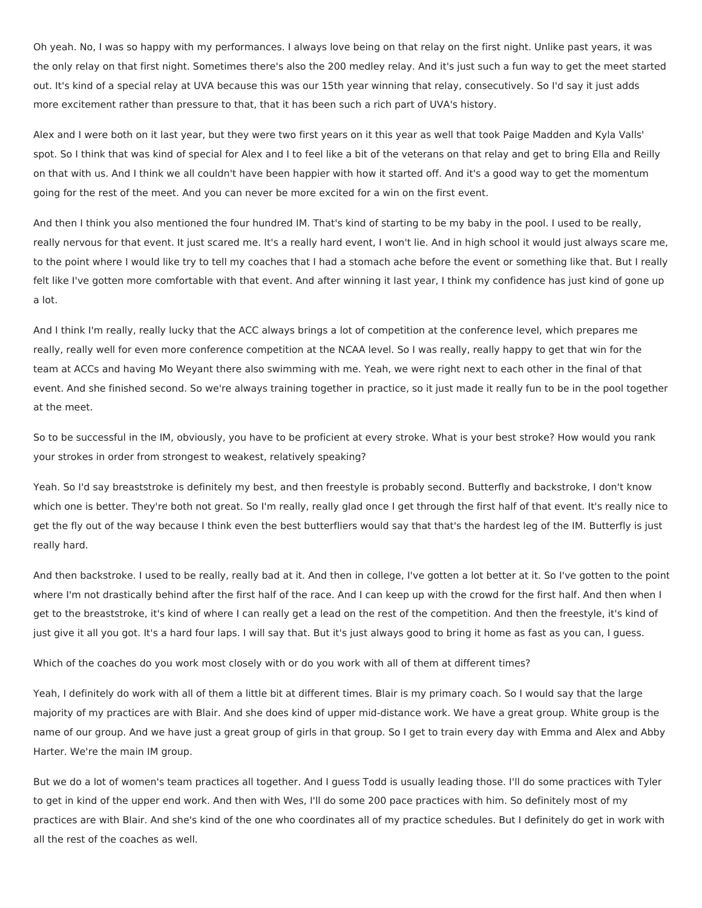Oh yeah. No, I was so happy with my performances. I always love being on that relay on the first night. Unlike past years, it was the only relay on that first night. Sometimes there's also the 200 medley relay. And it's just such a fun way to get the meet started out. It's kind of a special relay at UVA because this was our 15th year winning that relay, consecutively. So I'd say it just adds more excitement rather than pressure to that, that it has been such a rich part of UVA's history.

Alex and I were both on it last year, but they were two first years on it this year as well that took Paige Madden and Kyla Valls' spot. So I think that was kind of special for Alex and I to feel like a bit of the veterans on that relay and get to bring Ella and Reilly on that with us. And I think we all couldn't have been happier with how it started off. And it's a good way to get the momentum going for the rest of the meet. And you can never be more excited for a win on the first event.

And then I think you also mentioned the four hundred IM. That's kind of starting to be my baby in the pool. I used to be really, really nervous for that event. It just scared me. It's a really hard event, I won't lie. And in high school it would just always scare me, to the point where I would like try to tell my coaches that I had a stomach ache before the event or something like that. But I really felt like I've gotten more comfortable with that event. And after winning it last year, I think my confidence has just kind of gone up a lot.

And I think I'm really, really lucky that the ACC always brings a lot of competition at the conference level, which prepares me really, really well for even more conference competition at the NCAA level. So I was really, really happy to get that win for the team at ACCs and having Mo Weyant there also swimming with me. Yeah, we were right next to each other in the final of that event. And she finished second. So we're always training together in practice, so it just made it really fun to be in the pool together at the meet.

So to be successful in the IM, obviously, you have to be proficient at every stroke. What is your best stroke? How would you rank your strokes in order from strongest to weakest, relatively speaking?

Yeah. So I'd say breaststroke is definitely my best, and then freestyle is probably second. Butterfly and backstroke, I don't know which one is better. They're both not great. So I'm really, really glad once I get through the first half of that event. It's really nice to get the fly out of the way because I think even the best butterfliers would say that that's the hardest leg of the IM. Butterfly is just really hard.

And then backstroke. I used to be really, really bad at it. And then in college, I've gotten a lot better at it. So I've gotten to the point where I'm not drastically behind after the first half of the race. And I can keep up with the crowd for the first half. And then when I get to the breaststroke, it's kind of where I can really get a lead on the rest of the competition. And then the freestyle, it's kind of just give it all you got. It's a hard four laps. I will say that. But it's just always good to bring it home as fast as you can, I guess.

Which of the coaches do you work most closely with or do you work with all of them at different times?

Yeah, I definitely do work with all of them a little bit at different times. Blair is my primary coach. So I would say that the large majority of my practices are with Blair. And she does kind of upper mid-distance work. We have a great group. White group is the name of our group. And we have just a great group of girls in that group. So I get to train every day with Emma and Alex and Abby Harter. We're the main IM group.

But we do a lot of women's team practices all together. And I guess Todd is usually leading those. I'll do some practices with Tyler to get in kind of the upper end work. And then with Wes, I'll do some 200 pace practices with him. So definitely most of my practices are with Blair. And she's kind of the one who coordinates all of my practice schedules. But I definitely do get in work with all the rest of the coaches as well.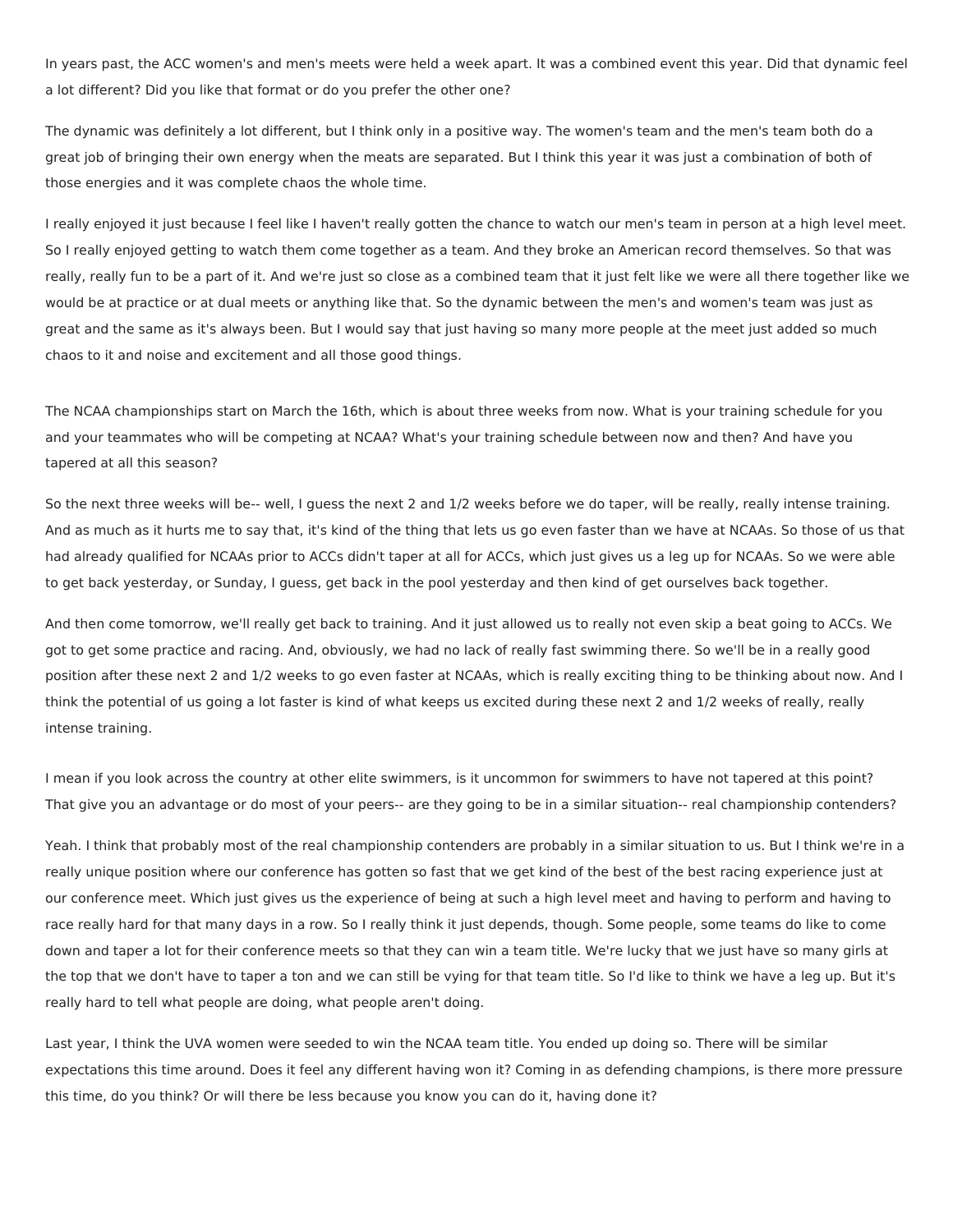In years past, the ACC women's and men's meets were held a week apart. It was a combined event this year. Did that dynamic feel a lot different? Did you like that format or do you prefer the other one?

The dynamic was definitely a lot different, but I think only in a positive way. The women's team and the men's team both do a great job of bringing their own energy when the meats are separated. But I think this year it was just a combination of both of those energies and it was complete chaos the whole time.

I really enjoyed it just because I feel like I haven't really gotten the chance to watch our men's team in person at a high level meet. So I really enjoyed getting to watch them come together as a team. And they broke an American record themselves. So that was really, really fun to be a part of it. And we're just so close as a combined team that it just felt like we were all there together like we would be at practice or at dual meets or anything like that. So the dynamic between the men's and women's team was just as great and the same as it's always been. But I would say that just having so many more people at the meet just added so much chaos to it and noise and excitement and all those good things.

The NCAA championships start on March the 16th, which is about three weeks from now. What is your training schedule for you and your teammates who will be competing at NCAA? What's your training schedule between now and then? And have you tapered at all this season?

So the next three weeks will be-- well, I guess the next 2 and 1/2 weeks before we do taper, will be really, really intense training. And as much as it hurts me to say that, it's kind of the thing that lets us go even faster than we have at NCAAs. So those of us that had already qualified for NCAAs prior to ACCs didn't taper at all for ACCs, which just gives us a leg up for NCAAs. So we were able to get back yesterday, or Sunday, I guess, get back in the pool yesterday and then kind of get ourselves back together.

And then come tomorrow, we'll really get back to training. And it just allowed us to really not even skip a beat going to ACCs. We got to get some practice and racing. And, obviously, we had no lack of really fast swimming there. So we'll be in a really good position after these next 2 and 1/2 weeks to go even faster at NCAAs, which is really exciting thing to be thinking about now. And I think the potential of us going a lot faster is kind of what keeps us excited during these next 2 and 1/2 weeks of really, really intense training.

I mean if you look across the country at other elite swimmers, is it uncommon for swimmers to have not tapered at this point? That give you an advantage or do most of your peers-- are they going to be in a similar situation-- real championship contenders?

Yeah. I think that probably most of the real championship contenders are probably in a similar situation to us. But I think we're in a really unique position where our conference has gotten so fast that we get kind of the best of the best racing experience just at our conference meet. Which just gives us the experience of being at such a high level meet and having to perform and having to race really hard for that many days in a row. So I really think it just depends, though. Some people, some teams do like to come down and taper a lot for their conference meets so that they can win a team title. We're lucky that we just have so many girls at the top that we don't have to taper a ton and we can still be vying for that team title. So I'd like to think we have a leg up. But it's really hard to tell what people are doing, what people aren't doing.

Last year, I think the UVA women were seeded to win the NCAA team title. You ended up doing so. There will be similar expectations this time around. Does it feel any different having won it? Coming in as defending champions, is there more pressure this time, do you think? Or will there be less because you know you can do it, having done it?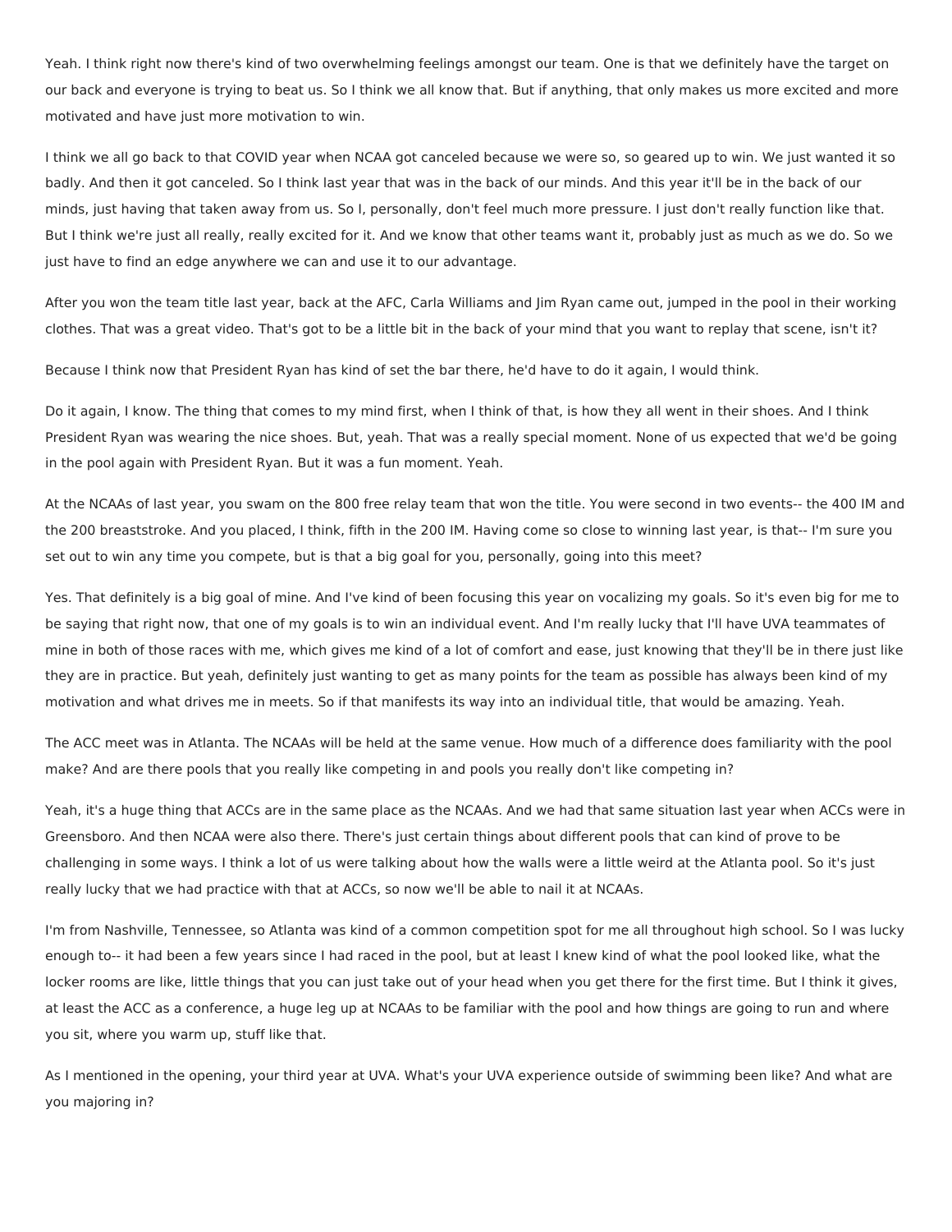Yeah. I think right now there's kind of two overwhelming feelings amongst our team. One is that we definitely have the target on our back and everyone is trying to beat us. So I think we all know that. But if anything, that only makes us more excited and more motivated and have just more motivation to win.

I think we all go back to that COVID year when NCAA got canceled because we were so, so geared up to win. We just wanted it so badly. And then it got canceled. So I think last year that was in the back of our minds. And this year it'll be in the back of our minds, just having that taken away from us. So I, personally, don't feel much more pressure. I just don't really function like that. But I think we're just all really, really excited for it. And we know that other teams want it, probably just as much as we do. So we just have to find an edge anywhere we can and use it to our advantage.

After you won the team title last year, back at the AFC, Carla Williams and Jim Ryan came out, jumped in the pool in their working clothes. That was a great video. That's got to be a little bit in the back of your mind that you want to replay that scene, isn't it?

Because I think now that President Ryan has kind of set the bar there, he'd have to do it again, I would think.

Do it again, I know. The thing that comes to my mind first, when I think of that, is how they all went in their shoes. And I think President Ryan was wearing the nice shoes. But, yeah. That was a really special moment. None of us expected that we'd be going in the pool again with President Ryan. But it was a fun moment. Yeah.

At the NCAAs of last year, you swam on the 800 free relay team that won the title. You were second in two events-- the 400 IM and the 200 breaststroke. And you placed, I think, fifth in the 200 IM. Having come so close to winning last year, is that-- I'm sure you set out to win any time you compete, but is that a big goal for you, personally, going into this meet?

Yes. That definitely is a big goal of mine. And I've kind of been focusing this year on vocalizing my goals. So it's even big for me to be saying that right now, that one of my goals is to win an individual event. And I'm really lucky that I'll have UVA teammates of mine in both of those races with me, which gives me kind of a lot of comfort and ease, just knowing that they'll be in there just like they are in practice. But yeah, definitely just wanting to get as many points for the team as possible has always been kind of my motivation and what drives me in meets. So if that manifests its way into an individual title, that would be amazing. Yeah.

The ACC meet was in Atlanta. The NCAAs will be held at the same venue. How much of a difference does familiarity with the pool make? And are there pools that you really like competing in and pools you really don't like competing in?

Yeah, it's a huge thing that ACCs are in the same place as the NCAAs. And we had that same situation last year when ACCs were in Greensboro. And then NCAA were also there. There's just certain things about different pools that can kind of prove to be challenging in some ways. I think a lot of us were talking about how the walls were a little weird at the Atlanta pool. So it's just really lucky that we had practice with that at ACCs, so now we'll be able to nail it at NCAAs.

I'm from Nashville, Tennessee, so Atlanta was kind of a common competition spot for me all throughout high school. So I was lucky enough to-- it had been a few years since I had raced in the pool, but at least I knew kind of what the pool looked like, what the locker rooms are like, little things that you can just take out of your head when you get there for the first time. But I think it gives, at least the ACC as a conference, a huge leg up at NCAAs to be familiar with the pool and how things are going to run and where you sit, where you warm up, stuff like that.

As I mentioned in the opening, your third year at UVA. What's your UVA experience outside of swimming been like? And what are you majoring in?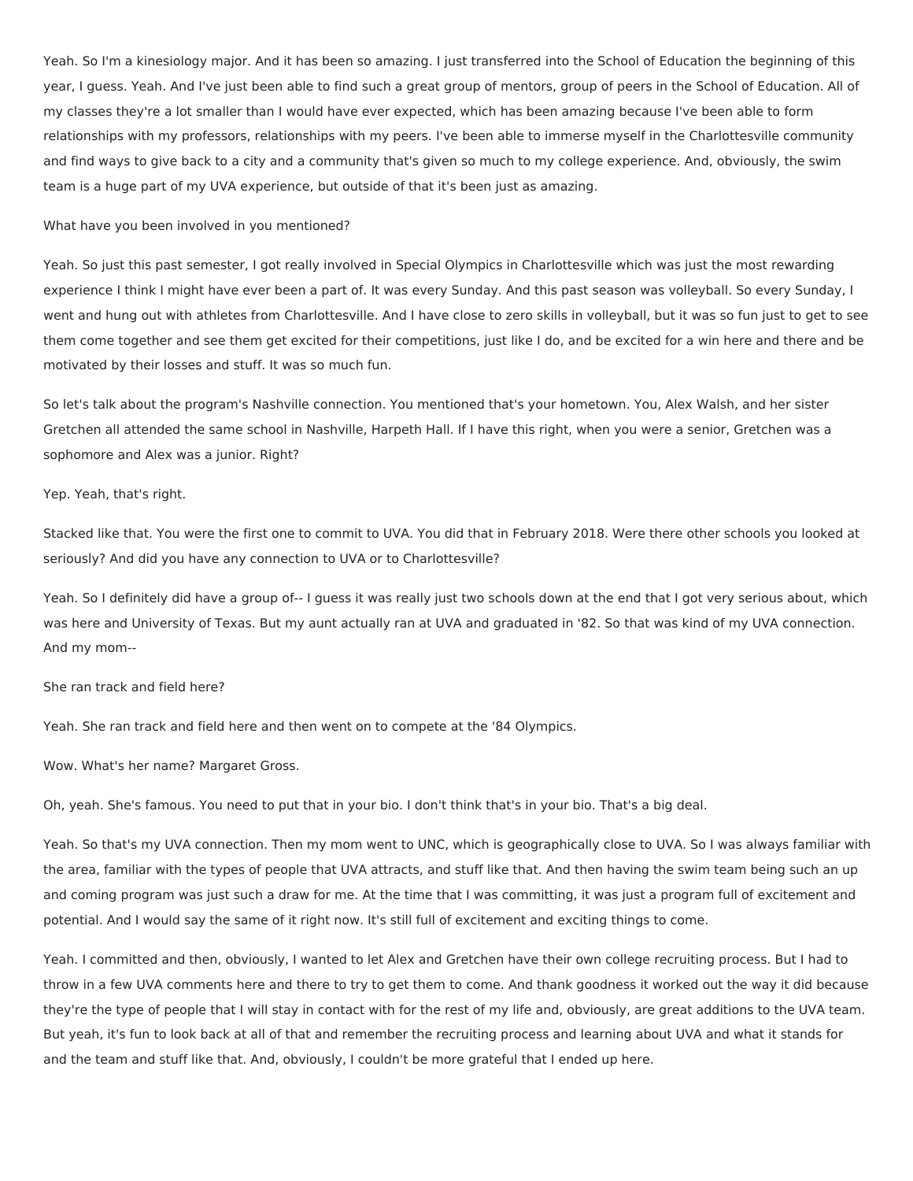Yeah. So I'm a kinesiology major. And it has been so amazing. I just transferred into the School of Education the beginning of this year, I guess. Yeah. And I've just been able to find such a great group of mentors, group of peers in the School of Education. All of my classes they're a lot smaller than I would have ever expected, which has been amazing because I've been able to form relationships with my professors, relationships with my peers. I've been able to immerse myself in the Charlottesville community and find ways to give back to a city and a community that's given so much to my college experience. And, obviously, the swim team is a huge part of my UVA experience, but outside of that it's been just as amazing.

What have you been involved in you mentioned?

Yeah. So just this past semester, I got really involved in Special Olympics in Charlottesville which was just the most rewarding experience I think I might have ever been a part of. It was every Sunday. And this past season was volleyball. So every Sunday, I went and hung out with athletes from Charlottesville. And I have close to zero skills in volleyball, but it was so fun just to get to see them come together and see them get excited for their competitions, just like I do, and be excited for a win here and there and be motivated by their losses and stuff. It was so much fun.

So let's talk about the program's Nashville connection. You mentioned that's your hometown. You, Alex Walsh, and her sister Gretchen all attended the same school in Nashville, Harpeth Hall. If I have this right, when you were a senior, Gretchen was a sophomore and Alex was a junior. Right?

Yep. Yeah, that's right.

Stacked like that. You were the first one to commit to UVA. You did that in February 2018. Were there other schools you looked at seriously? And did you have any connection to UVA or to Charlottesville?

Yeah. So I definitely did have a group of-- I guess it was really just two schools down at the end that I got very serious about, which was here and University of Texas. But my aunt actually ran at UVA and graduated in '82. So that was kind of my UVA connection. And my mom--

She ran track and field here?

Yeah. She ran track and field here and then went on to compete at the '84 Olympics.

Wow. What's her name? Margaret Gross.

Oh, yeah. She's famous. You need to put that in your bio. I don't think that's in your bio. That's a big deal.

Yeah. So that's my UVA connection. Then my mom went to UNC, which is geographically close to UVA. So I was always familiar with the area, familiar with the types of people that UVA attracts, and stuff like that. And then having the swim team being such an up and coming program was just such a draw for me. At the time that I was committing, it was just a program full of excitement and potential. And I would say the same of it right now. It's still full of excitement and exciting things to come.

Yeah. I committed and then, obviously, I wanted to let Alex and Gretchen have their own college recruiting process. But I had to throw in a few UVA comments here and there to try to get them to come. And thank goodness it worked out the way it did because they're the type of people that I will stay in contact with for the rest of my life and, obviously, are great additions to the UVA team. But yeah, it's fun to look back at all of that and remember the recruiting process and learning about UVA and what it stands for and the team and stuff like that. And, obviously, I couldn't be more grateful that I ended up here.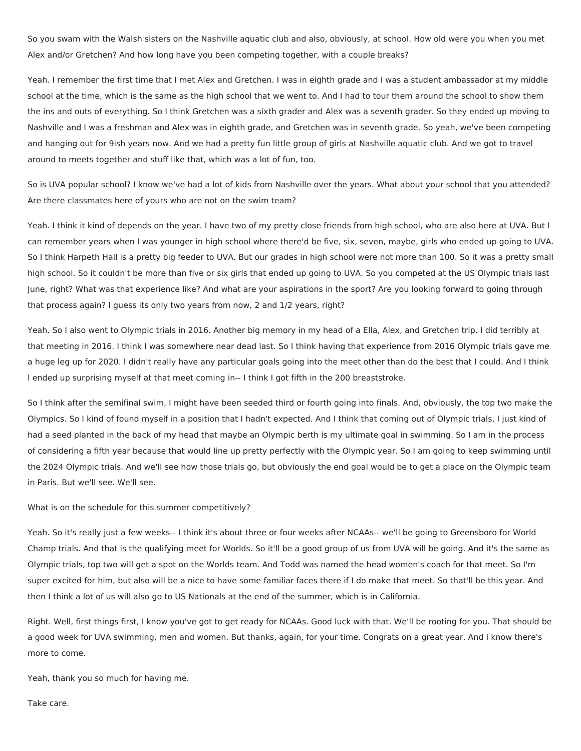So you swam with the Walsh sisters on the Nashville aquatic club and also, obviously, at school. How old were you when you met Alex and/or Gretchen? And how long have you been competing together, with a couple breaks?

Yeah. I remember the first time that I met Alex and Gretchen. I was in eighth grade and I was a student ambassador at my middle school at the time, which is the same as the high school that we went to. And I had to tour them around the school to show them the ins and outs of everything. So I think Gretchen was a sixth grader and Alex was a seventh grader. So they ended up moving to Nashville and I was a freshman and Alex was in eighth grade, and Gretchen was in seventh grade. So yeah, we've been competing and hanging out for 9ish years now. And we had a pretty fun little group of girls at Nashville aquatic club. And we got to travel around to meets together and stuff like that, which was a lot of fun, too.

So is UVA popular school? I know we've had a lot of kids from Nashville over the years. What about your school that you attended? Are there classmates here of yours who are not on the swim team?

Yeah. I think it kind of depends on the year. I have two of my pretty close friends from high school, who are also here at UVA. But I can remember years when I was younger in high school where there'd be five, six, seven, maybe, girls who ended up going to UVA. So I think Harpeth Hall is a pretty big feeder to UVA. But our grades in high school were not more than 100. So it was a pretty small high school. So it couldn't be more than five or six girls that ended up going to UVA. So you competed at the US Olympic trials last June, right? What was that experience like? And what are your aspirations in the sport? Are you looking forward to going through that process again? I guess its only two years from now, 2 and 1/2 years, right?

Yeah. So I also went to Olympic trials in 2016. Another big memory in my head of a Ella, Alex, and Gretchen trip. I did terribly at that meeting in 2016. I think I was somewhere near dead last. So I think having that experience from 2016 Olympic trials gave me a huge leg up for 2020. I didn't really have any particular goals going into the meet other than do the best that I could. And I think I ended up surprising myself at that meet coming in-- I think I got fifth in the 200 breaststroke.

So I think after the semifinal swim, I might have been seeded third or fourth going into finals. And, obviously, the top two make the Olympics. So I kind of found myself in a position that I hadn't expected. And I think that coming out of Olympic trials, I just kind of had a seed planted in the back of my head that maybe an Olympic berth is my ultimate goal in swimming. So I am in the process of considering a fifth year because that would line up pretty perfectly with the Olympic year. So I am going to keep swimming until the 2024 Olympic trials. And we'll see how those trials go, but obviously the end goal would be to get a place on the Olympic team in Paris. But we'll see. We'll see.

What is on the schedule for this summer competitively?

Yeah. So it's really just a few weeks-- I think it's about three or four weeks after NCAAs-- we'll be going to Greensboro for World Champ trials. And that is the qualifying meet for Worlds. So it'll be a good group of us from UVA will be going. And it's the same as Olympic trials, top two will get a spot on the Worlds team. And Todd was named the head women's coach for that meet. So I'm super excited for him, but also will be a nice to have some familiar faces there if I do make that meet. So that'll be this year. And then I think a lot of us will also go to US Nationals at the end of the summer, which is in California.

Right. Well, first things first, I know you've got to get ready for NCAAs. Good luck with that. We'll be rooting for you. That should be a good week for UVA swimming, men and women. But thanks, again, for your time. Congrats on a great year. And I know there's more to come.

Yeah, thank you so much for having me.

Take care.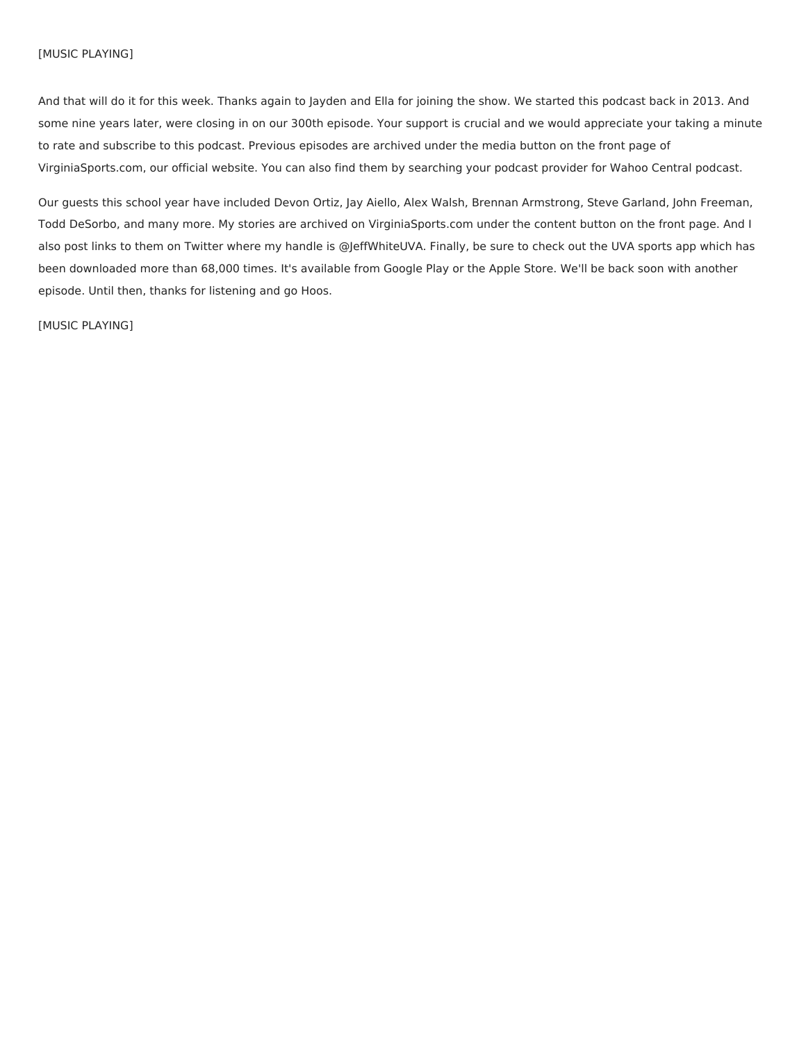[MUSIC PLAYING]

And that will do it for this week. Thanks again to Jayden and Ella for joining the show. We started this podcast back in 2013. And some nine years later, were closing in on our 300th episode. Your support is crucial and we would appreciate your taking a minute to rate and subscribe to this podcast. Previous episodes are archived under the media button on the front page of VirginiaSports.com, our official website. You can also find them by searching your podcast provider for Wahoo Central podcast.

Our guests this school year have included Devon Ortiz, Jay Aiello, Alex Walsh, Brennan Armstrong, Steve Garland, John Freeman, Todd DeSorbo, and many more. My stories are archived on VirginiaSports.com under the content button on the front page. And I also post links to them on Twitter where my handle is @JeffWhiteUVA. Finally, be sure to check out the UVA sports app which has been downloaded more than 68,000 times. It's available from Google Play or the Apple Store. We'll be back soon with another episode. Until then, thanks for listening and go Hoos.

[MUSIC PLAYING]